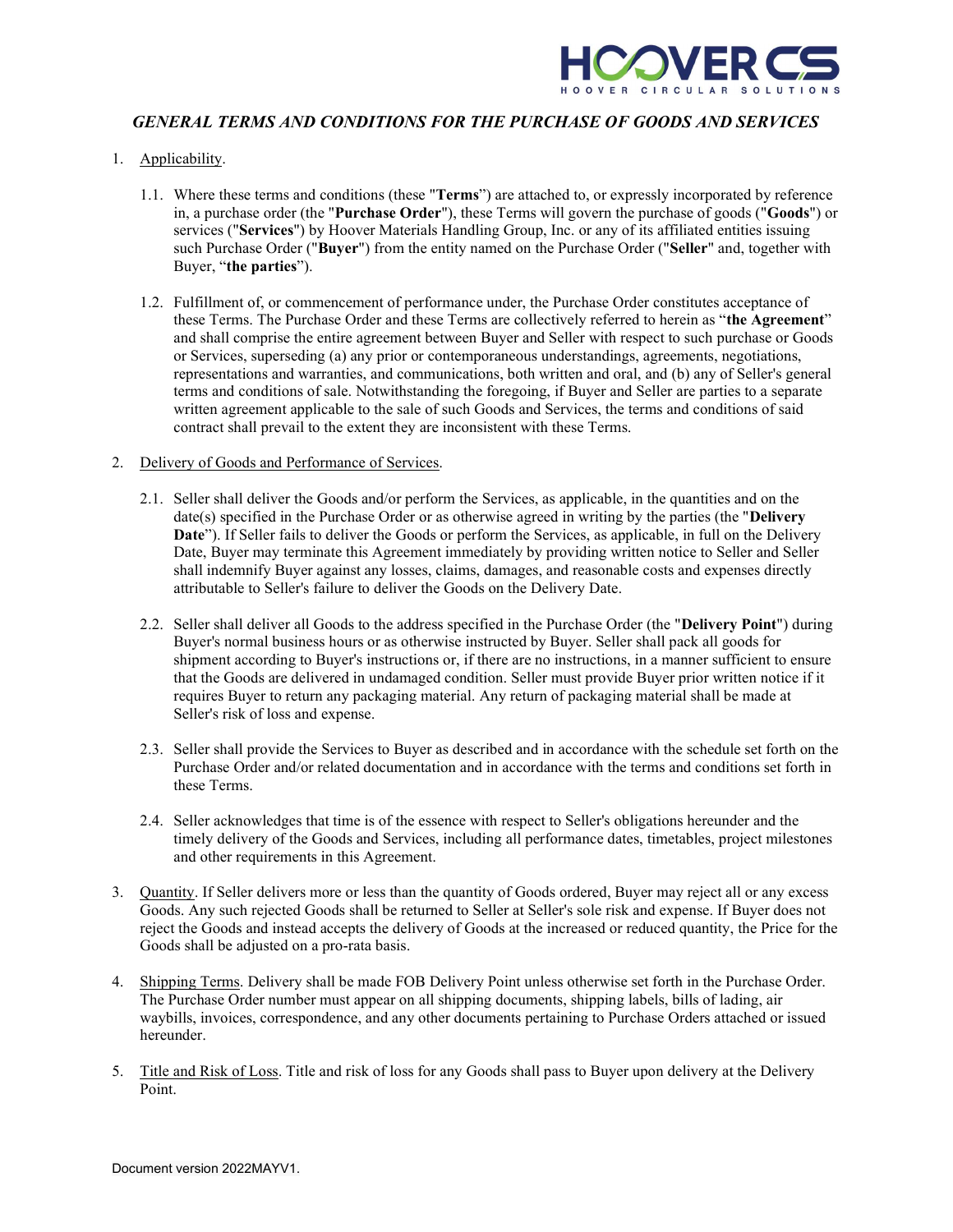# *GENERAL TERMS AND CONDITIONS FOR THE PURCHASE OF GOODS AND SERVICES*

1. Applicability.

   1.1. Where these terms and conditions (these "**Terms**") are attached to, or expressly incorporated by reference in, a purchase order (the "**Purchase Order**"), these Terms will govern the purchase of goods ("**Goods**") or services ("**Services**") by Hoover Materials Handling Group, Inc. or any of its affiliated entities issuing such Purchase Order ("**Buyer**") from the entity named on the Purchase Order ("**Seller**" and, together with Buyer, "**the parties**").

   1.2. Fulfillment of, or commencement of performance under, the Purchase Order constitutes acceptance of these Terms. The Purchase Order and these Terms are collectively referred to herein as "**the Agreement**" and shall comprise the entire agreement between Buyer and Seller with respect to such purchase or Goods or Services, superseding (a) any prior or contemporaneous understandings, agreements, negotiations, representations and warranties, and communications, both written and oral, and (b) any of Seller's general terms and conditions of sale. Notwithstanding the foregoing, if Buyer and Seller are parties to a separate written agreement applicable to the sale of such Goods and Services, the terms and conditions of said contract shall prevail to the extent they are inconsistent with these Terms.

2. Delivery of Goods and Performance of Services.

   2.1. Seller shall deliver the Goods and/or perform the Services, as applicable, in the quantities and on the date(s) specified in the Purchase Order or as otherwise agreed in writing by the parties (the "**Delivery Date**"). If Seller fails to deliver the Goods or perform the Services, as applicable, in full on the Delivery Date, Buyer may terminate this Agreement immediately by providing written notice to Seller and Seller shall indemnify Buyer against any losses, claims, damages, and reasonable costs and expenses directly attributable to Seller's failure to deliver the Goods on the Delivery Date.

   2.2. Seller shall deliver all Goods to the address specified in the Purchase Order (the "**Delivery Point**") during Buyer's normal business hours or as otherwise instructed by Buyer. Seller shall pack all goods for shipment according to Buyer's instructions or, if there are no instructions, in a manner sufficient to ensure that the Goods are delivered in undamaged condition. Seller must provide Buyer prior written notice if it requires Buyer to return any packaging material. Any return of packaging material shall be made at Seller's risk of loss and expense.

   2.3. Seller shall provide the Services to Buyer as described and in accordance with the schedule set forth on the Purchase Order and/or related documentation and in accordance with the terms and conditions set forth in these Terms.

   2.4. Seller acknowledges that time is of the essence with respect to Seller's obligations hereunder and the timely delivery of the Goods and Services, including all performance dates, timetables, project milestones and other requirements in this Agreement.

3. Quantity. If Seller delivers more or less than the quantity of Goods ordered, Buyer may reject all or any excess Goods. Any such rejected Goods shall be returned to Seller at Seller's sole risk and expense. If Buyer does not reject the Goods and instead accepts the delivery of Goods at the increased or reduced quantity, the Price for the Goods shall be adjusted on a pro-rata basis.

4. Shipping Terms. Delivery shall be made FOB Delivery Point unless otherwise set forth in the Purchase Order. The Purchase Order number must appear on all shipping documents, shipping labels, bills of lading, air waybills, invoices, correspondence, and any other documents pertaining to Purchase Orders attached or issued hereunder.

5. Title and Risk of Loss. Title and risk of loss for any Goods shall pass to Buyer upon delivery at the Delivery Point.

Document version 2022MAYV1.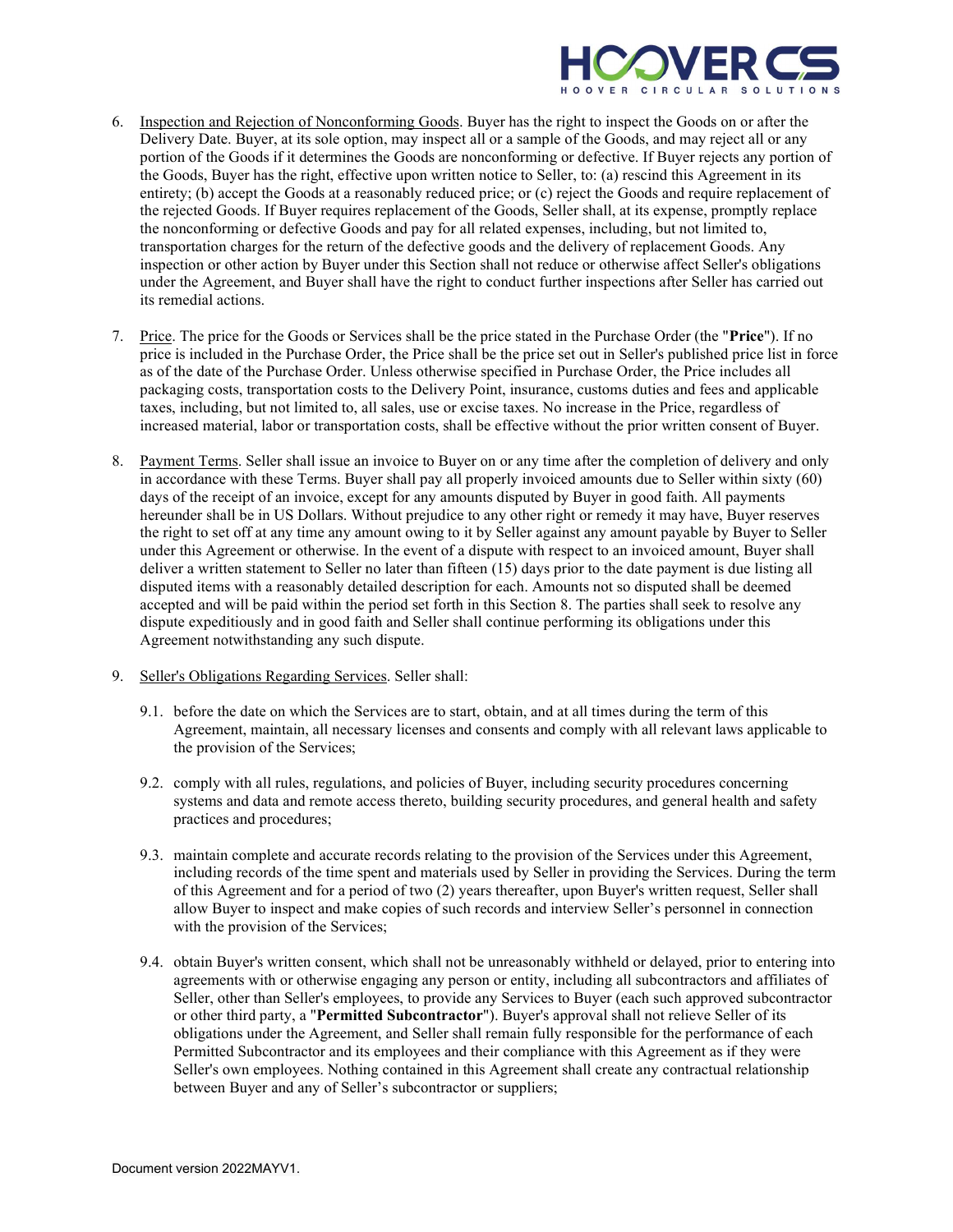6. <u>Inspection and Rejection of Nonconforming Goods</u>. Buyer has the right to inspect the Goods on or after the Delivery Date. Buyer, at its sole option, may inspect all or a sample of the Goods, and may reject all or any portion of the Goods if it determines the Goods are nonconforming or defective. If Buyer rejects any portion of the Goods, Buyer has the right, effective upon written notice to Seller, to: (a) rescind this Agreement in its entirety; (b) accept the Goods at a reasonably reduced price; or (c) reject the Goods and require replacement of the rejected Goods. If Buyer requires replacement of the Goods, Seller shall, at its expense, promptly replace the nonconforming or defective Goods and pay for all related expenses, including, but not limited to, transportation charges for the return of the defective goods and the delivery of replacement Goods. Any inspection or other action by Buyer under this Section shall not reduce or otherwise affect Seller's obligations under the Agreement, and Buyer shall have the right to conduct further inspections after Seller has carried out its remedial actions.

7. <u>Price</u>. The price for the Goods or Services shall be the price stated in the Purchase Order (the "**Price**"). If no price is included in the Purchase Order, the Price shall be the price set out in Seller's published price list in force as of the date of the Purchase Order. Unless otherwise specified in Purchase Order, the Price includes all packaging costs, transportation costs to the Delivery Point, insurance, customs duties and fees and applicable taxes, including, but not limited to, all sales, use or excise taxes. No increase in the Price, regardless of increased material, labor or transportation costs, shall be effective without the prior written consent of Buyer.

8. <u>Payment Terms</u>. Seller shall issue an invoice to Buyer on or any time after the completion of delivery and only in accordance with these Terms. Buyer shall pay all properly invoiced amounts due to Seller within sixty (60) days of the receipt of an invoice, except for any amounts disputed by Buyer in good faith. All payments hereunder shall be in US Dollars. Without prejudice to any other right or remedy it may have, Buyer reserves the right to set off at any time any amount owing to it by Seller against any amount payable by Buyer to Seller under this Agreement or otherwise. In the event of a dispute with respect to an invoiced amount, Buyer shall deliver a written statement to Seller no later than fifteen (15) days prior to the date payment is due listing all disputed items with a reasonably detailed description for each. Amounts not so disputed shall be deemed accepted and will be paid within the period set forth in this Section 8. The parties shall seek to resolve any dispute expeditiously and in good faith and Seller shall continue performing its obligations under this Agreement notwithstanding any such dispute.

9. <u>Seller's Obligations Regarding Services</u>. Seller shall:

   9.1. before the date on which the Services are to start, obtain, and at all times during the term of this Agreement, maintain, all necessary licenses and consents and comply with all relevant laws applicable to the provision of the Services;

   9.2. comply with all rules, regulations, and policies of Buyer, including security procedures concerning systems and data and remote access thereto, building security procedures, and general health and safety practices and procedures;

   9.3. maintain complete and accurate records relating to the provision of the Services under this Agreement, including records of the time spent and materials used by Seller in providing the Services. During the term of this Agreement and for a period of two (2) years thereafter, upon Buyer's written request, Seller shall allow Buyer to inspect and make copies of such records and interview Seller's personnel in connection with the provision of the Services;

   9.4. obtain Buyer's written consent, which shall not be unreasonably withheld or delayed, prior to entering into agreements with or otherwise engaging any person or entity, including all subcontractors and affiliates of Seller, other than Seller's employees, to provide any Services to Buyer (each such approved subcontractor or other third party, a "**Permitted Subcontractor**"). Buyer's approval shall not relieve Seller of its obligations under the Agreement, and Seller shall remain fully responsible for the performance of each Permitted Subcontractor and its employees and their compliance with this Agreement as if they were Seller's own employees. Nothing contained in this Agreement shall create any contractual relationship between Buyer and any of Seller's subcontractor or suppliers;

Document version 2022MAYV1.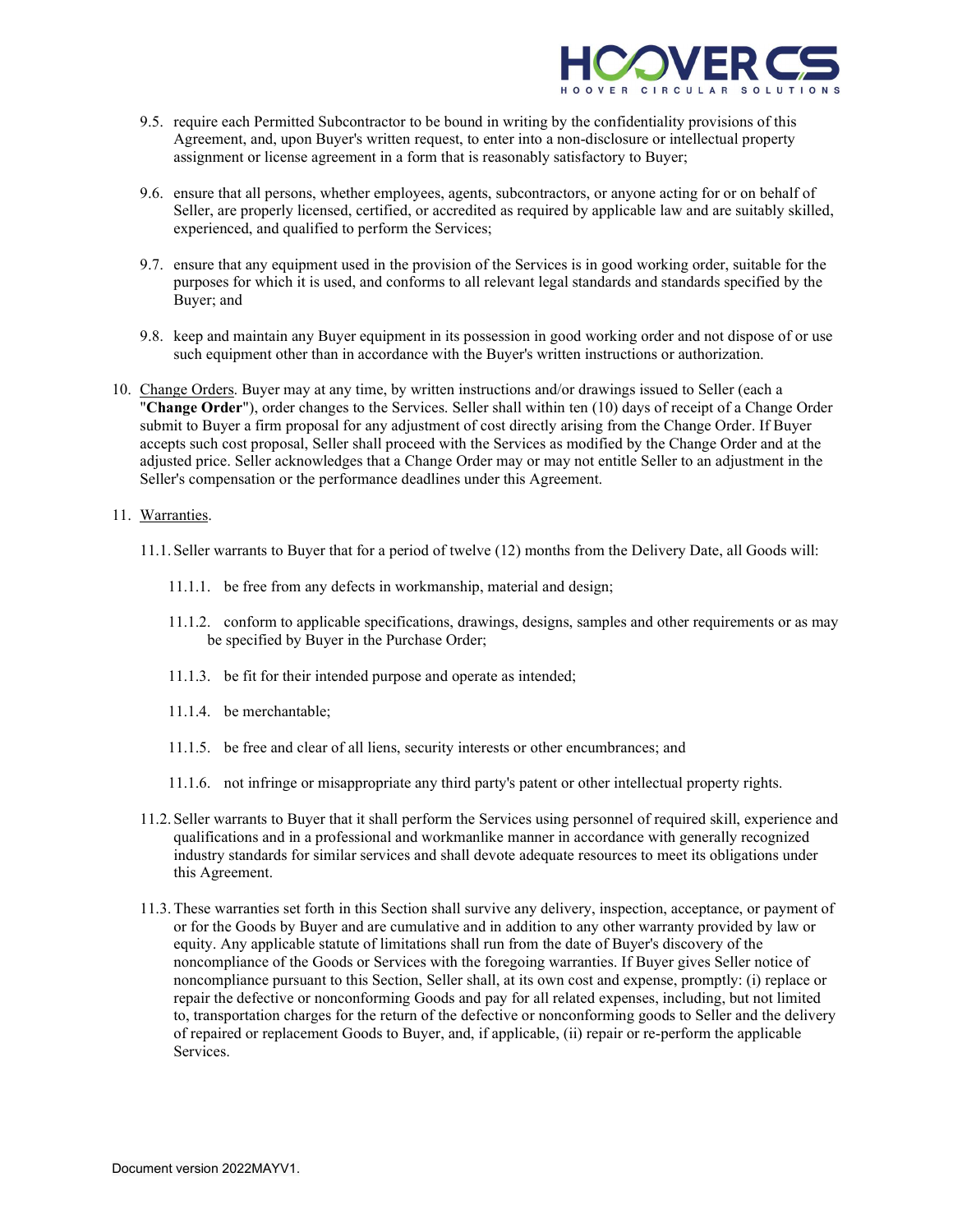9.5. require each Permitted Subcontractor to be bound in writing by the confidentiality provisions of this Agreement, and, upon Buyer's written request, to enter into a non-disclosure or intellectual property assignment or license agreement in a form that is reasonably satisfactory to Buyer;

9.6. ensure that all persons, whether employees, agents, subcontractors, or anyone acting for or on behalf of Seller, are properly licensed, certified, or accredited as required by applicable law and are suitably skilled, experienced, and qualified to perform the Services;

9.7. ensure that any equipment used in the provision of the Services is in good working order, suitable for the purposes for which it is used, and conforms to all relevant legal standards and standards specified by the Buyer; and

9.8. keep and maintain any Buyer equipment in its possession in good working order and not dispose of or use such equipment other than in accordance with the Buyer's written instructions or authorization.

10. Change Orders. Buyer may at any time, by written instructions and/or drawings issued to Seller (each a "**Change Order**"), order changes to the Services. Seller shall within ten (10) days of receipt of a Change Order submit to Buyer a firm proposal for any adjustment of cost directly arising from the Change Order. If Buyer accepts such cost proposal, Seller shall proceed with the Services as modified by the Change Order and at the adjusted price. Seller acknowledges that a Change Order may or may not entitle Seller to an adjustment in the Seller's compensation or the performance deadlines under this Agreement.

11. Warranties.

11.1. Seller warrants to Buyer that for a period of twelve (12) months from the Delivery Date, all Goods will:

11.1.1. be free from any defects in workmanship, material and design;

11.1.2. conform to applicable specifications, drawings, designs, samples and other requirements or as may be specified by Buyer in the Purchase Order;

11.1.3. be fit for their intended purpose and operate as intended;

11.1.4. be merchantable;

11.1.5. be free and clear of all liens, security interests or other encumbrances; and

11.1.6. not infringe or misappropriate any third party's patent or other intellectual property rights.

11.2. Seller warrants to Buyer that it shall perform the Services using personnel of required skill, experience and qualifications and in a professional and workmanlike manner in accordance with generally recognized industry standards for similar services and shall devote adequate resources to meet its obligations under this Agreement.

11.3. These warranties set forth in this Section shall survive any delivery, inspection, acceptance, or payment of or for the Goods by Buyer and are cumulative and in addition to any other warranty provided by law or equity. Any applicable statute of limitations shall run from the date of Buyer's discovery of the noncompliance of the Goods or Services with the foregoing warranties. If Buyer gives Seller notice of noncompliance pursuant to this Section, Seller shall, at its own cost and expense, promptly: (i) replace or repair the defective or nonconforming Goods and pay for all related expenses, including, but not limited to, transportation charges for the return of the defective or nonconforming goods to Seller and the delivery of repaired or replacement Goods to Buyer, and, if applicable, (ii) repair or re-perform the applicable Services.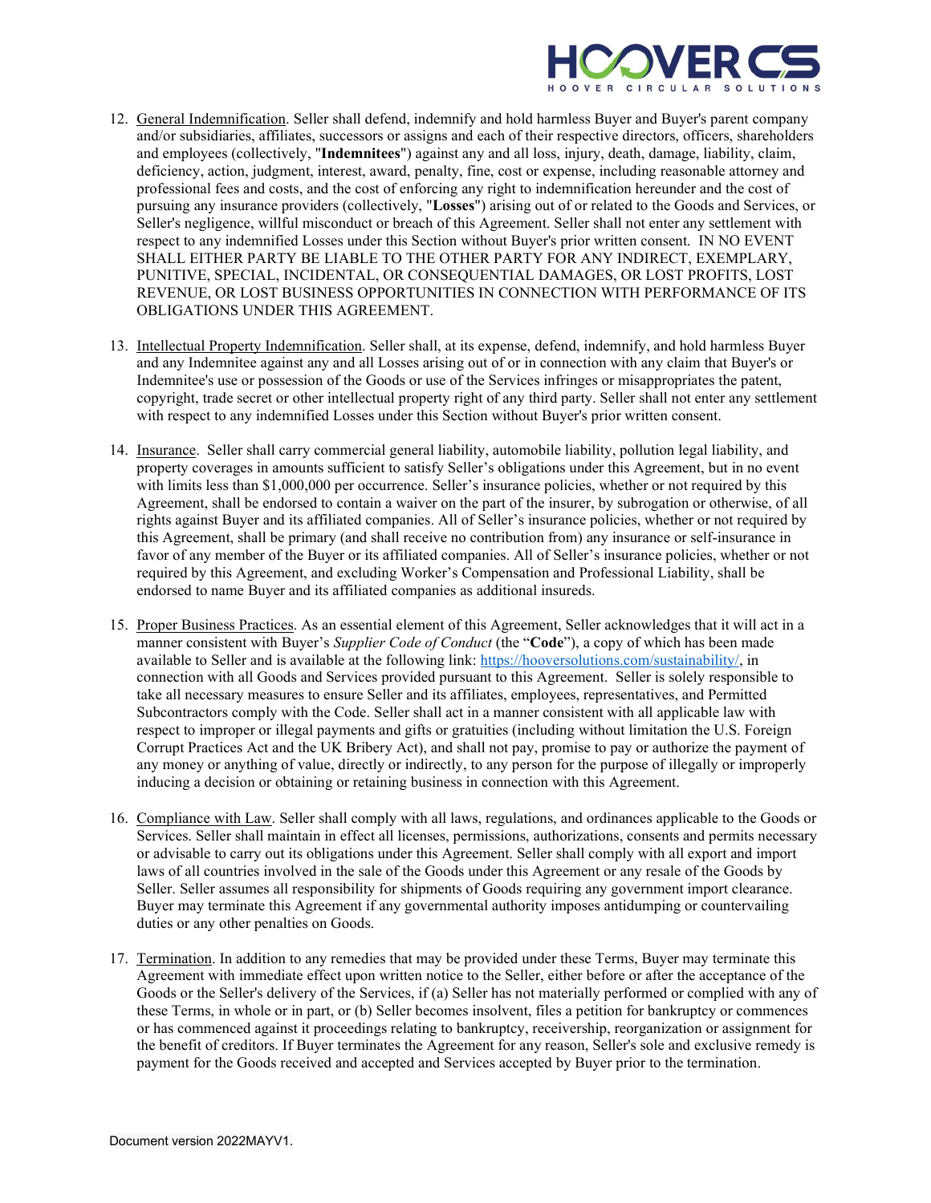12. General Indemnification. Seller shall defend, indemnify and hold harmless Buyer and Buyer's parent company and/or subsidiaries, affiliates, successors or assigns and each of their respective directors, officers, shareholders and employees (collectively, "**Indemnitees**") against any and all loss, injury, death, damage, liability, claim, deficiency, action, judgment, interest, award, penalty, fine, cost or expense, including reasonable attorney and professional fees and costs, and the cost of enforcing any right to indemnification hereunder and the cost of pursuing any insurance providers (collectively, "**Losses**") arising out of or related to the Goods and Services, or Seller's negligence, willful misconduct or breach of this Agreement. Seller shall not enter any settlement with respect to any indemnified Losses under this Section without Buyer's prior written consent. IN NO EVENT SHALL EITHER PARTY BE LIABLE TO THE OTHER PARTY FOR ANY INDIRECT, EXEMPLARY, PUNITIVE, SPECIAL, INCIDENTAL, OR CONSEQUENTIAL DAMAGES, OR LOST PROFITS, LOST REVENUE, OR LOST BUSINESS OPPORTUNITIES IN CONNECTION WITH PERFORMANCE OF ITS OBLIGATIONS UNDER THIS AGREEMENT.

13. Intellectual Property Indemnification. Seller shall, at its expense, defend, indemnify, and hold harmless Buyer and any Indemnitee against any and all Losses arising out of or in connection with any claim that Buyer's or Indemnitee's use or possession of the Goods or use of the Services infringes or misappropriates the patent, copyright, trade secret or other intellectual property right of any third party. Seller shall not enter any settlement with respect to any indemnified Losses under this Section without Buyer's prior written consent.

14. Insurance. Seller shall carry commercial general liability, automobile liability, pollution legal liability, and property coverages in amounts sufficient to satisfy Seller's obligations under this Agreement, but in no event with limits less than $1,000,000 per occurrence. Seller's insurance policies, whether or not required by this Agreement, shall be endorsed to contain a waiver on the part of the insurer, by subrogation or otherwise, of all rights against Buyer and its affiliated companies. All of Seller's insurance policies, whether or not required by this Agreement, shall be primary (and shall receive no contribution from) any insurance or self-insurance in favor of any member of the Buyer or its affiliated companies. All of Seller's insurance policies, whether or not required by this Agreement, and excluding Worker's Compensation and Professional Liability, shall be endorsed to name Buyer and its affiliated companies as additional insureds.

15. Proper Business Practices. As an essential element of this Agreement, Seller acknowledges that it will act in a manner consistent with Buyer's *Supplier Code of Conduct* (the "**Code**"), a copy of which has been made available to Seller and is available at the following link: https://hooversolutions.com/sustainability/, in connection with all Goods and Services provided pursuant to this Agreement. Seller is solely responsible to take all necessary measures to ensure Seller and its affiliates, employees, representatives, and Permitted Subcontractors comply with the Code. Seller shall act in a manner consistent with all applicable law with respect to improper or illegal payments and gifts or gratuities (including without limitation the U.S. Foreign Corrupt Practices Act and the UK Bribery Act), and shall not pay, promise to pay or authorize the payment of any money or anything of value, directly or indirectly, to any person for the purpose of illegally or improperly inducing a decision or obtaining or retaining business in connection with this Agreement.

16. Compliance with Law. Seller shall comply with all laws, regulations, and ordinances applicable to the Goods or Services. Seller shall maintain in effect all licenses, permissions, authorizations, consents and permits necessary or advisable to carry out its obligations under this Agreement. Seller shall comply with all export and import laws of all countries involved in the sale of the Goods under this Agreement or any resale of the Goods by Seller. Seller assumes all responsibility for shipments of Goods requiring any government import clearance. Buyer may terminate this Agreement if any governmental authority imposes antidumping or countervailing duties or any other penalties on Goods.

17. Termination. In addition to any remedies that may be provided under these Terms, Buyer may terminate this Agreement with immediate effect upon written notice to the Seller, either before or after the acceptance of the Goods or the Seller's delivery of the Services, if (a) Seller has not materially performed or complied with any of these Terms, in whole or in part, or (b) Seller becomes insolvent, files a petition for bankruptcy or commences or has commenced against it proceedings relating to bankruptcy, receivership, reorganization or assignment for the benefit of creditors. If Buyer terminates the Agreement for any reason, Seller's sole and exclusive remedy is payment for the Goods received and accepted and Services accepted by Buyer prior to the termination.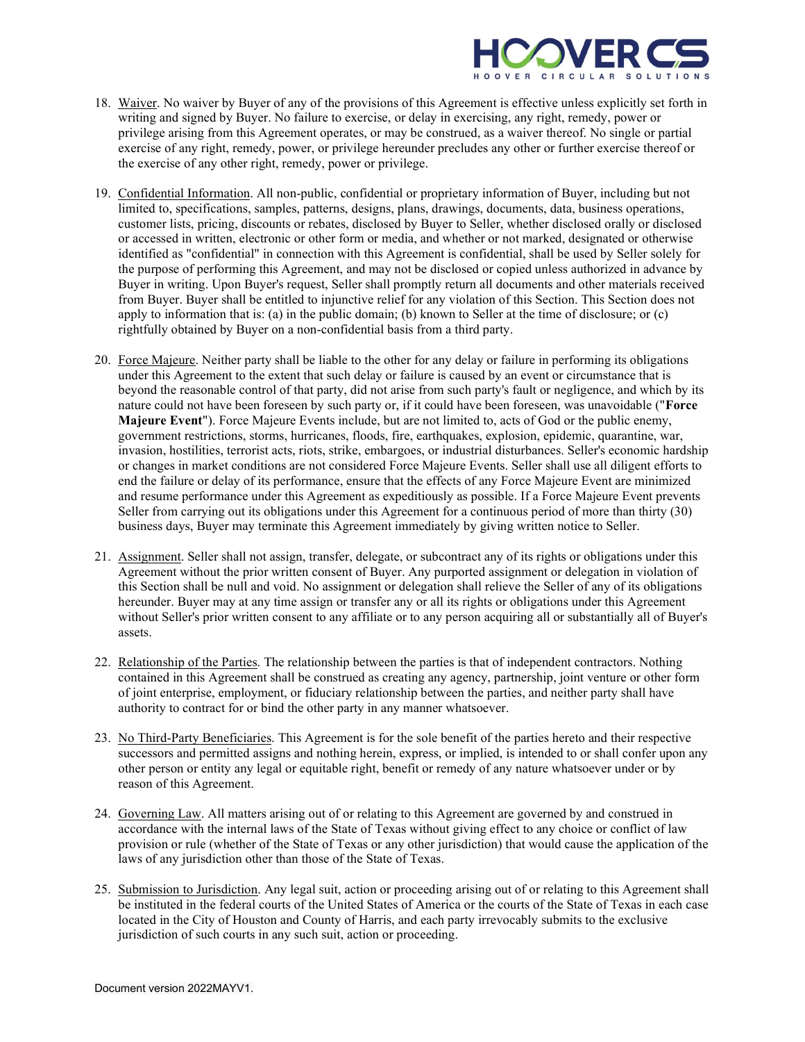18. Waiver. No waiver by Buyer of any of the provisions of this Agreement is effective unless explicitly set forth in writing and signed by Buyer. No failure to exercise, or delay in exercising, any right, remedy, power or privilege arising from this Agreement operates, or may be construed, as a waiver thereof. No single or partial exercise of any right, remedy, power, or privilege hereunder precludes any other or further exercise thereof or the exercise of any other right, remedy, power or privilege.

19. Confidential Information. All non-public, confidential or proprietary information of Buyer, including but not limited to, specifications, samples, patterns, designs, plans, drawings, documents, data, business operations, customer lists, pricing, discounts or rebates, disclosed by Buyer to Seller, whether disclosed orally or disclosed or accessed in written, electronic or other form or media, and whether or not marked, designated or otherwise identified as "confidential" in connection with this Agreement is confidential, shall be used by Seller solely for the purpose of performing this Agreement, and may not be disclosed or copied unless authorized in advance by Buyer in writing. Upon Buyer's request, Seller shall promptly return all documents and other materials received from Buyer. Buyer shall be entitled to injunctive relief for any violation of this Section. This Section does not apply to information that is: (a) in the public domain; (b) known to Seller at the time of disclosure; or (c) rightfully obtained by Buyer on a non-confidential basis from a third party.

20. Force Majeure. Neither party shall be liable to the other for any delay or failure in performing its obligations under this Agreement to the extent that such delay or failure is caused by an event or circumstance that is beyond the reasonable control of that party, did not arise from such party's fault or negligence, and which by its nature could not have been foreseen by such party or, if it could have been foreseen, was unavoidable ("**Force Majeure Event**"). Force Majeure Events include, but are not limited to, acts of God or the public enemy, government restrictions, storms, hurricanes, floods, fire, earthquakes, explosion, epidemic, quarantine, war, invasion, hostilities, terrorist acts, riots, strike, embargoes, or industrial disturbances. Seller's economic hardship or changes in market conditions are not considered Force Majeure Events. Seller shall use all diligent efforts to end the failure or delay of its performance, ensure that the effects of any Force Majeure Event are minimized and resume performance under this Agreement as expeditiously as possible. If a Force Majeure Event prevents Seller from carrying out its obligations under this Agreement for a continuous period of more than thirty (30) business days, Buyer may terminate this Agreement immediately by giving written notice to Seller.

21. Assignment. Seller shall not assign, transfer, delegate, or subcontract any of its rights or obligations under this Agreement without the prior written consent of Buyer. Any purported assignment or delegation in violation of this Section shall be null and void. No assignment or delegation shall relieve the Seller of any of its obligations hereunder. Buyer may at any time assign or transfer any or all its rights or obligations under this Agreement without Seller's prior written consent to any affiliate or to any person acquiring all or substantially all of Buyer's assets.

22. Relationship of the Parties. The relationship between the parties is that of independent contractors. Nothing contained in this Agreement shall be construed as creating any agency, partnership, joint venture or other form of joint enterprise, employment, or fiduciary relationship between the parties, and neither party shall have authority to contract for or bind the other party in any manner whatsoever.

23. No Third-Party Beneficiaries. This Agreement is for the sole benefit of the parties hereto and their respective successors and permitted assigns and nothing herein, express, or implied, is intended to or shall confer upon any other person or entity any legal or equitable right, benefit or remedy of any nature whatsoever under or by reason of this Agreement.

24. Governing Law. All matters arising out of or relating to this Agreement are governed by and construed in accordance with the internal laws of the State of Texas without giving effect to any choice or conflict of law provision or rule (whether of the State of Texas or any other jurisdiction) that would cause the application of the laws of any jurisdiction other than those of the State of Texas.

25. Submission to Jurisdiction. Any legal suit, action or proceeding arising out of or relating to this Agreement shall be instituted in the federal courts of the United States of America or the courts of the State of Texas in each case located in the City of Houston and County of Harris, and each party irrevocably submits to the exclusive jurisdiction of such courts in any such suit, action or proceeding.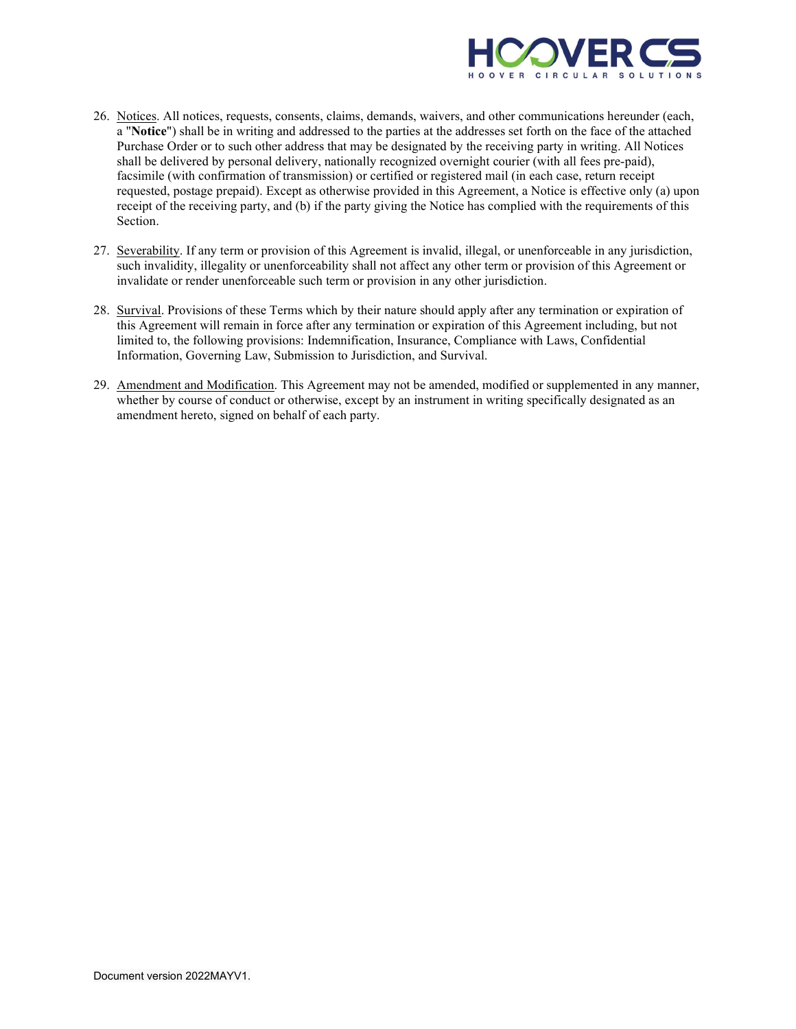26. Notices. All notices, requests, consents, claims, demands, waivers, and other communications hereunder (each, a "**Notice**") shall be in writing and addressed to the parties at the addresses set forth on the face of the attached Purchase Order or to such other address that may be designated by the receiving party in writing. All Notices shall be delivered by personal delivery, nationally recognized overnight courier (with all fees pre-paid), facsimile (with confirmation of transmission) or certified or registered mail (in each case, return receipt requested, postage prepaid). Except as otherwise provided in this Agreement, a Notice is effective only (a) upon receipt of the receiving party, and (b) if the party giving the Notice has complied with the requirements of this Section.

27. Severability. If any term or provision of this Agreement is invalid, illegal, or unenforceable in any jurisdiction, such invalidity, illegality or unenforceability shall not affect any other term or provision of this Agreement or invalidate or render unenforceable such term or provision in any other jurisdiction.

28. Survival. Provisions of these Terms which by their nature should apply after any termination or expiration of this Agreement will remain in force after any termination or expiration of this Agreement including, but not limited to, the following provisions: Indemnification, Insurance, Compliance with Laws, Confidential Information, Governing Law, Submission to Jurisdiction, and Survival.

29. Amendment and Modification. This Agreement may not be amended, modified or supplemented in any manner, whether by course of conduct or otherwise, except by an instrument in writing specifically designated as an amendment hereto, signed on behalf of each party.

Document version 2022MAYV1.